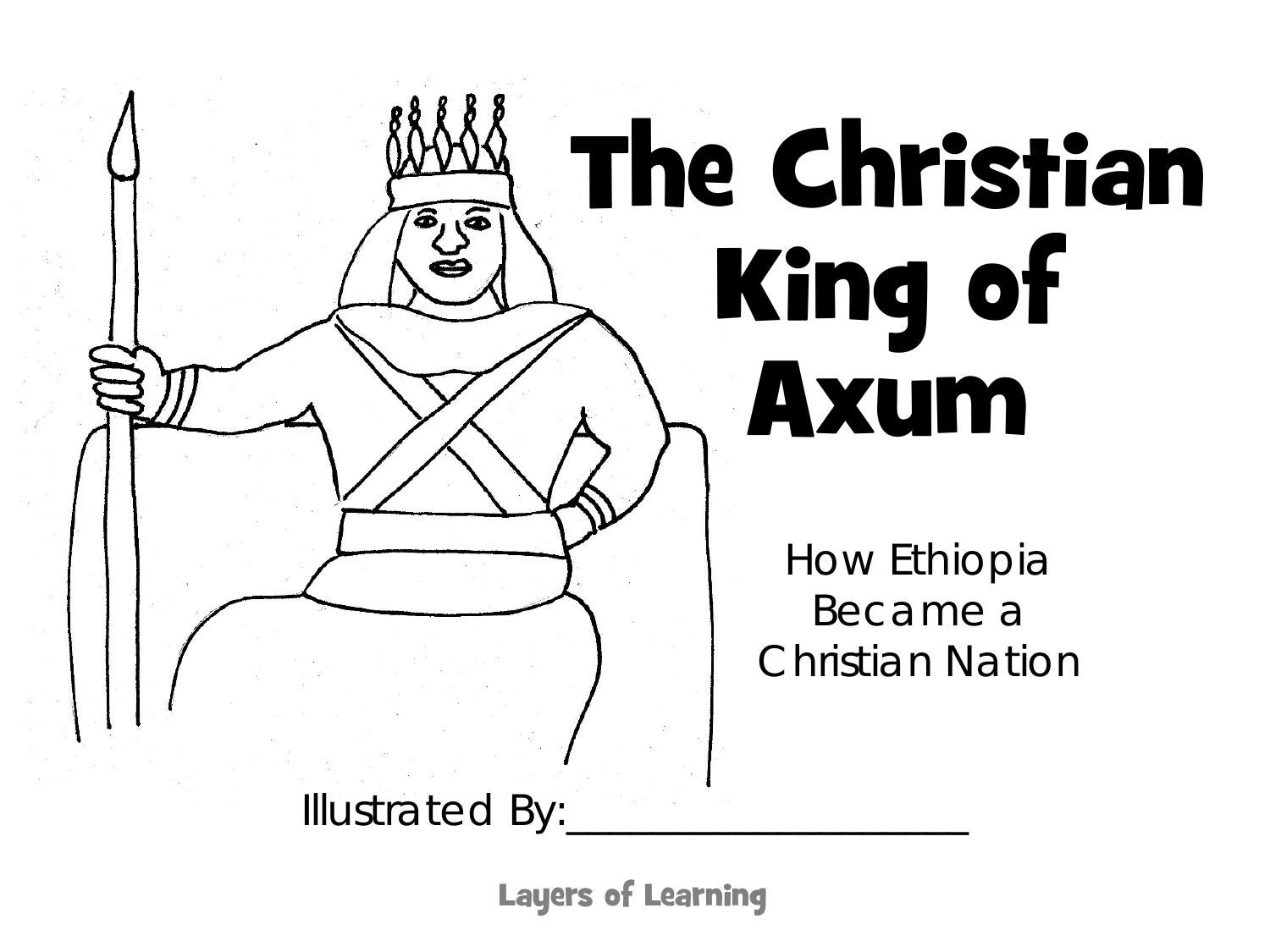# The Christian King of Axum

How Ethiopia Became a Christian Nation

Illustrated By:____________________

Layers of Learning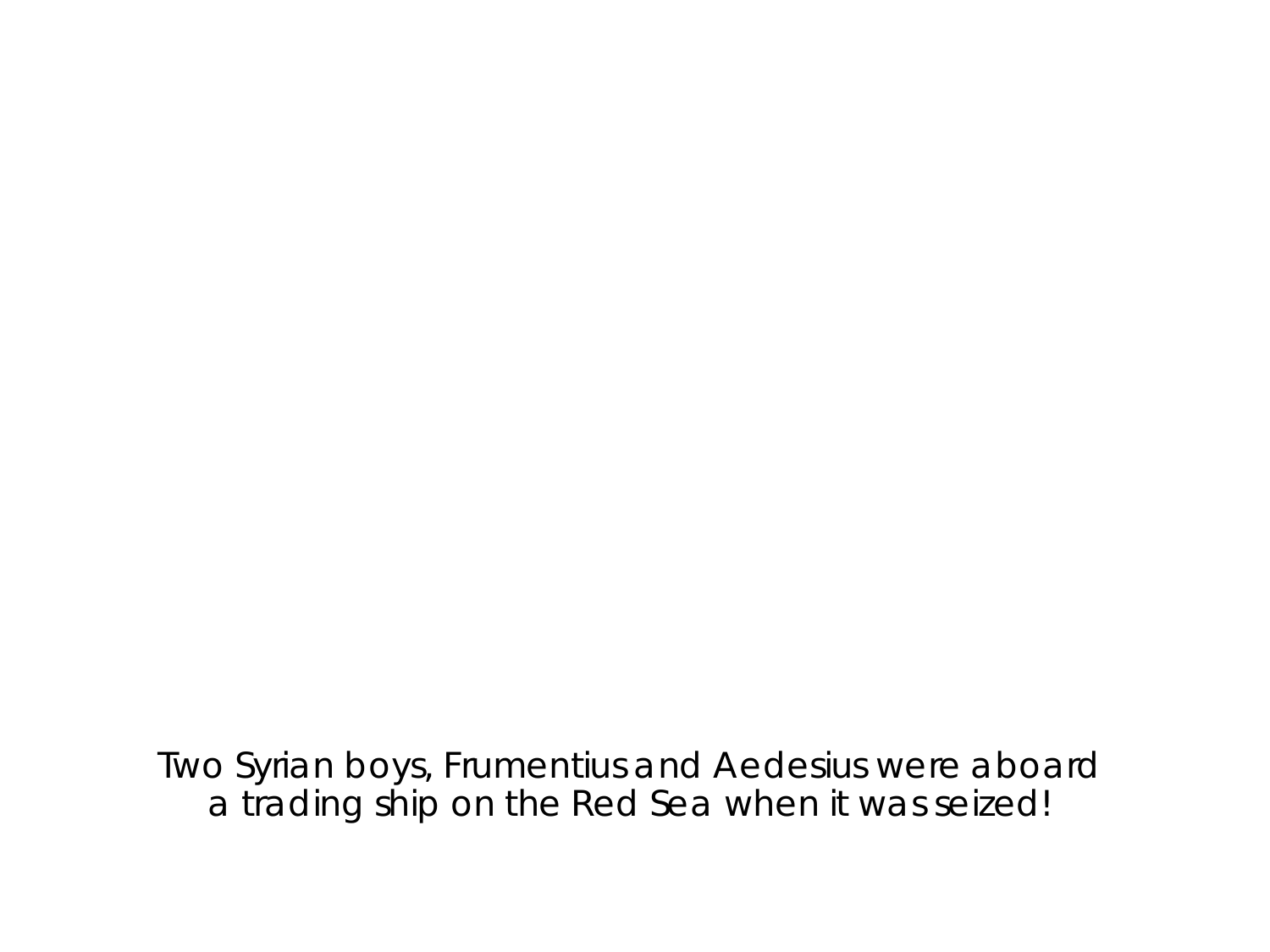Two Syrian boys, Frumentius and Aedesius were aboard a trading ship on the Red Sea when it was seized!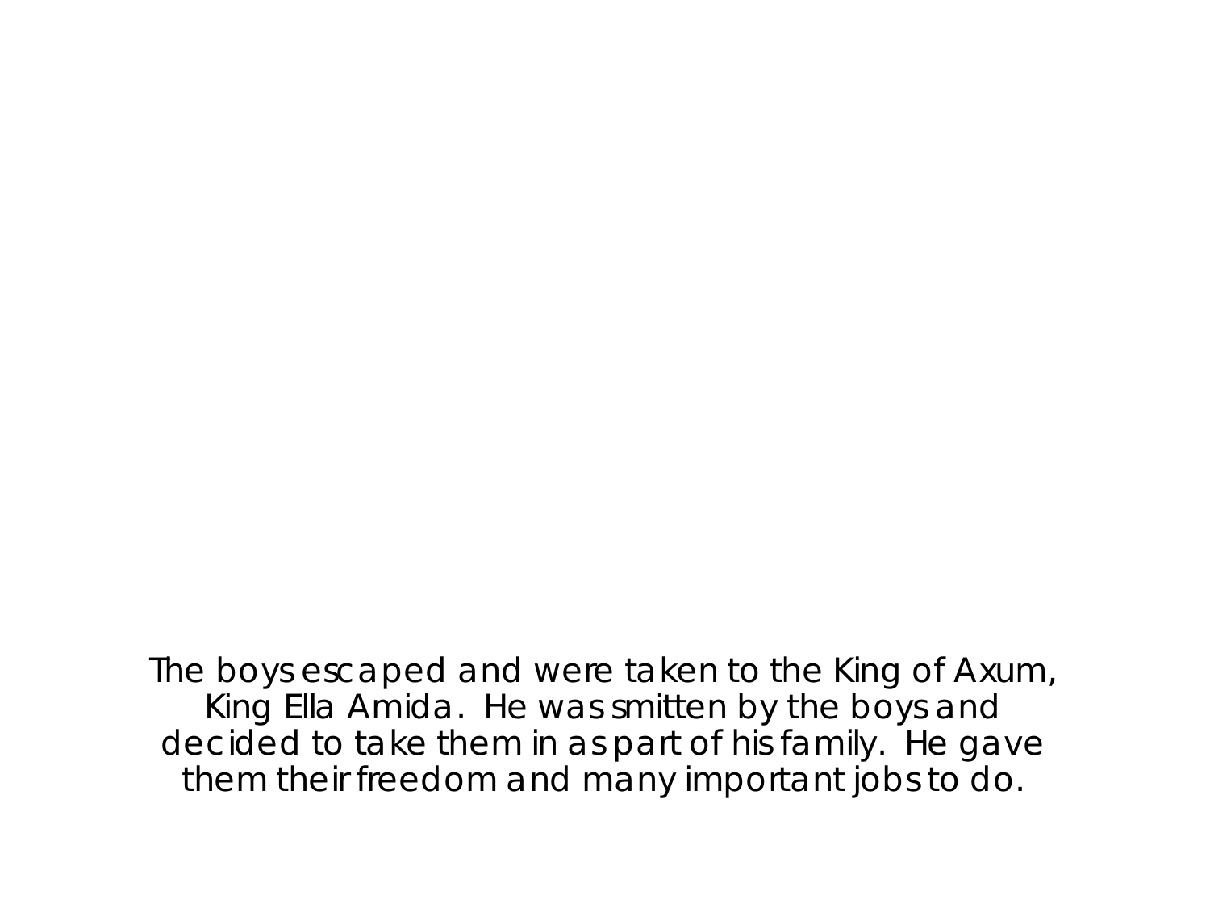The boys escaped and were taken to the King of Axum, King Ella Amida. He was smitten by the boys and decided to take them in as part of his family. He gave them their freedom and many important jobs to do.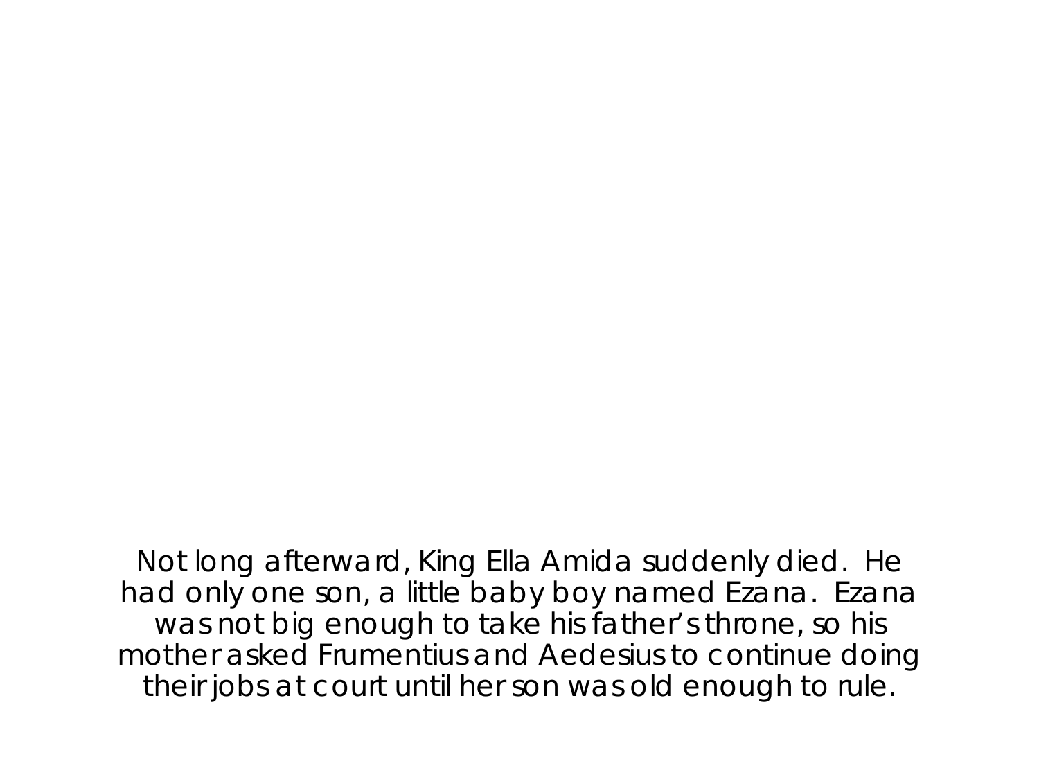Not long afterward, King Ella Amida suddenly died. He had only one son, a little baby boy named Ezana. Ezana was not big enough to take his father's throne, so his mother asked Frumentius and Aedesius to continue doing their jobs at court until her son was old enough to rule.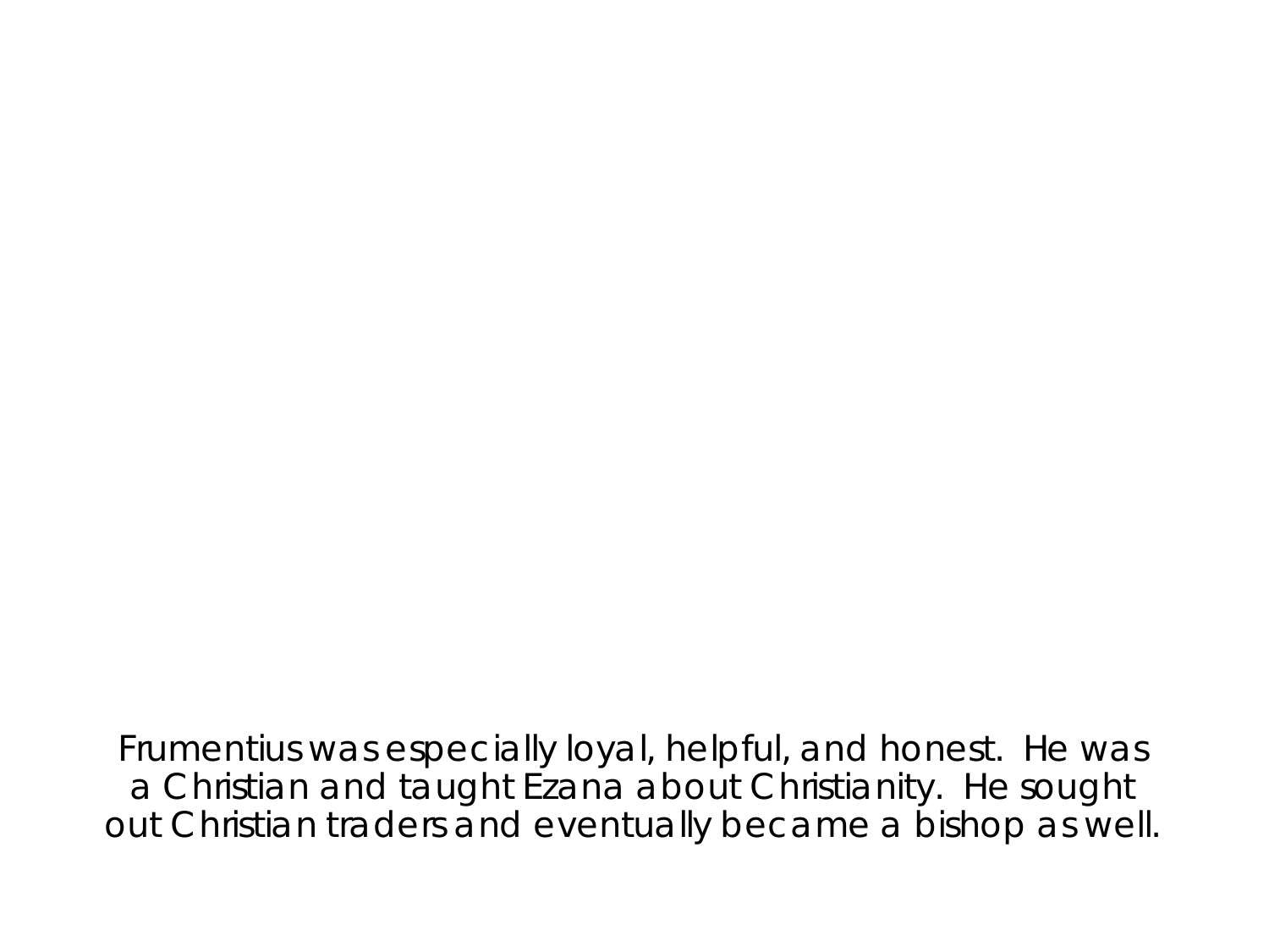Frumentius was especially loyal, helpful, and honest. He was a Christian and taught Ezana about Christianity. He sought out Christian traders and eventually became a bishop as well.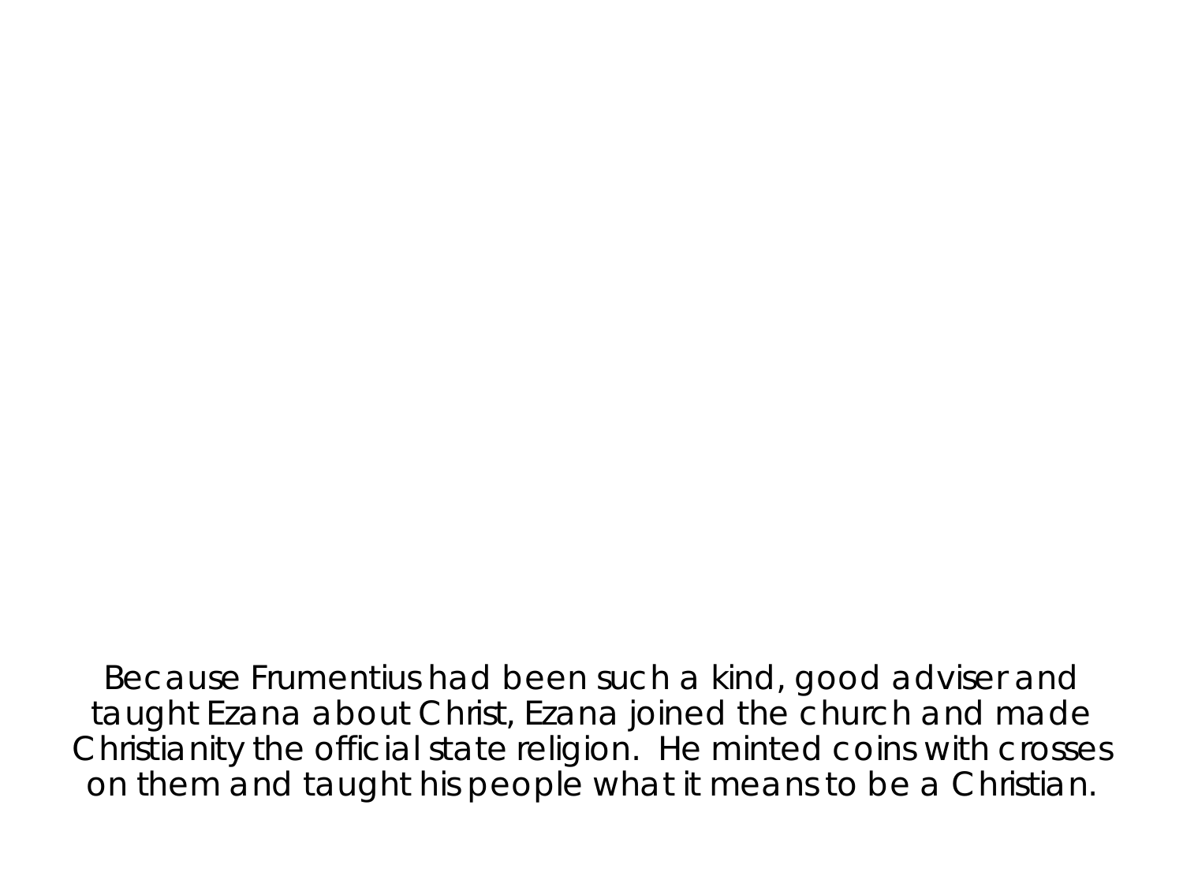Because Frumentius had been such a kind, good adviser and taught Ezana about Christ, Ezana joined the church and made Christianity the official state religion.  He minted coins with crosses on them and taught his people what it means to be a Christian.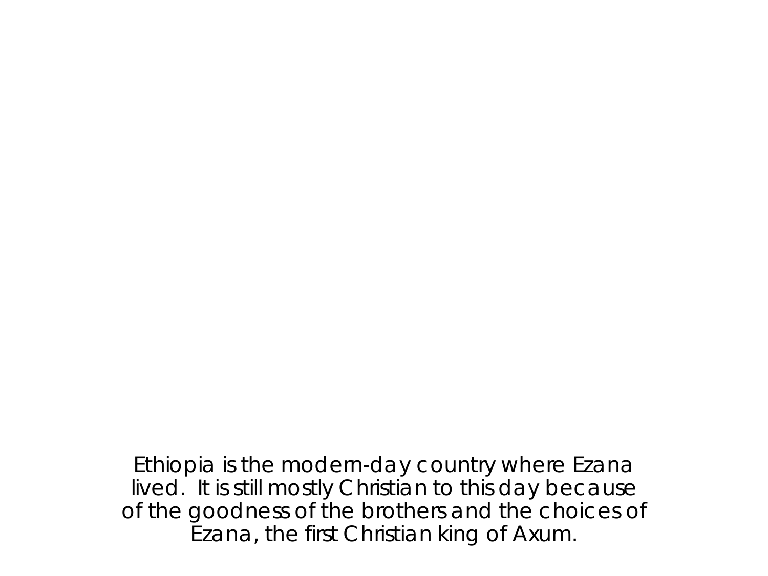Ethiopia is the modern-day country where Ezana lived. It is still mostly Christian to this day because of the goodness of the brothers and the choices of Ezana, the first Christian king of Axum.